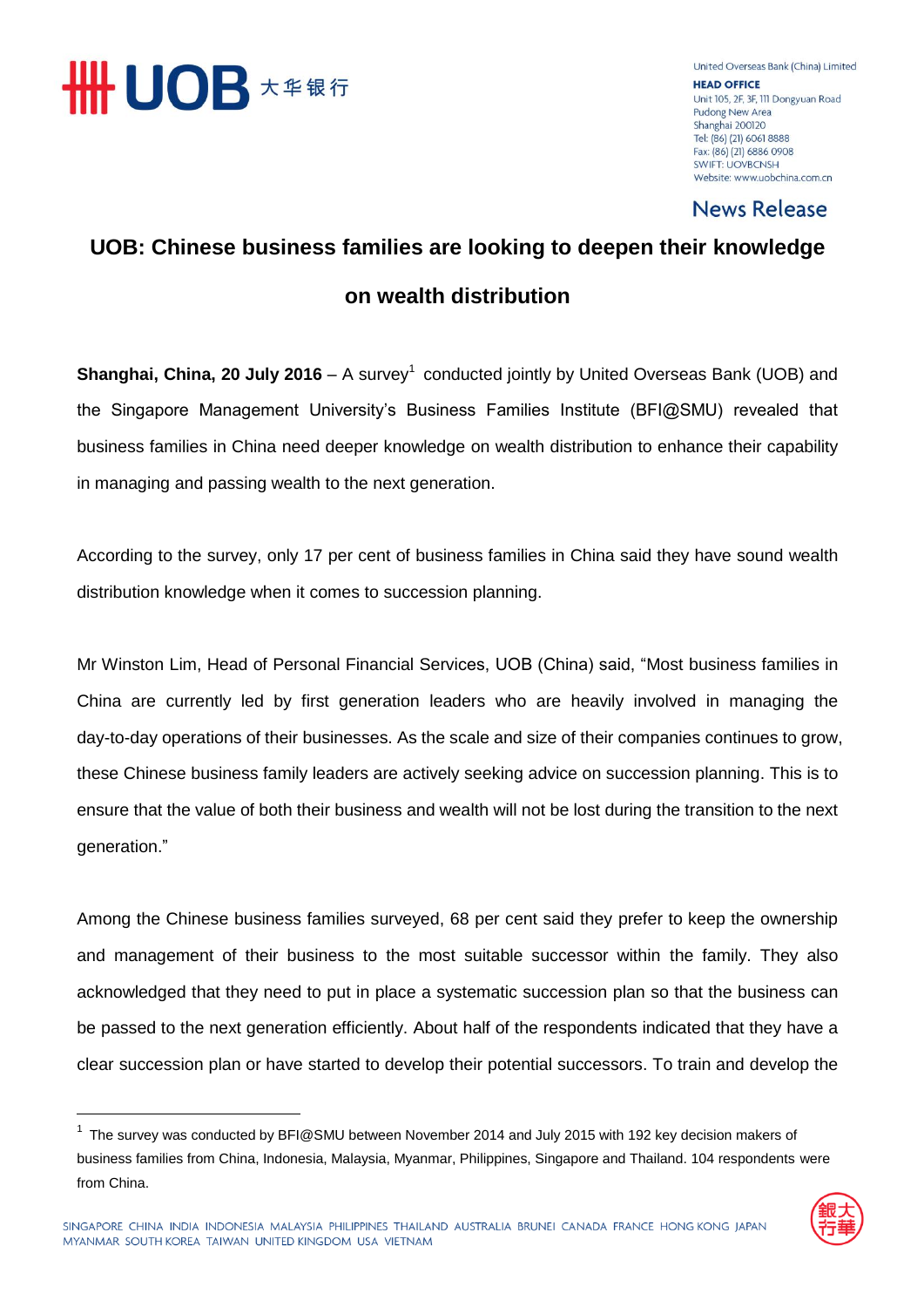United Overseas Bank (China) Limited

**HEAD OFFICE**
Unit 105, 2F, 3F, 111 Dongyuan Road
Pudong New Area
Shanghai 200120
Tel: (86) (21) 6061 8888
Fax: (86) (21) 6886 0908
SWIFT: UOVBCNSH
Website: www.uobchina.com.cn

News Release

# UOB: Chinese business families are looking to deepen their knowledge on wealth distribution

**Shanghai, China, 20 July 2016** – A survey[1] conducted jointly by United Overseas Bank (UOB) and the Singapore Management University's Business Families Institute (BFI@SMU) revealed that business families in China need deeper knowledge on wealth distribution to enhance their capability in managing and passing wealth to the next generation.

According to the survey, only 17 per cent of business families in China said they have sound wealth distribution knowledge when it comes to succession planning.

Mr Winston Lim, Head of Personal Financial Services, UOB (China) said, "Most business families in China are currently led by first generation leaders who are heavily involved in managing the day-to-day operations of their businesses. As the scale and size of their companies continues to grow, these Chinese business family leaders are actively seeking advice on succession planning. This is to ensure that the value of both their business and wealth will not be lost during the transition to the next generation."

Among the Chinese business families surveyed, 68 per cent said they prefer to keep the ownership and management of their business to the most suitable successor within the family. They also acknowledged that they need to put in place a systematic succession plan so that the business can be passed to the next generation efficiently. About half of the respondents indicated that they have a clear succession plan or have started to develop their potential successors. To train and develop the

[1] The survey was conducted by BFI@SMU between November 2014 and July 2015 with 192 key decision makers of business families from China, Indonesia, Malaysia, Myanmar, Philippines, Singapore and Thailand. 104 respondents were from China.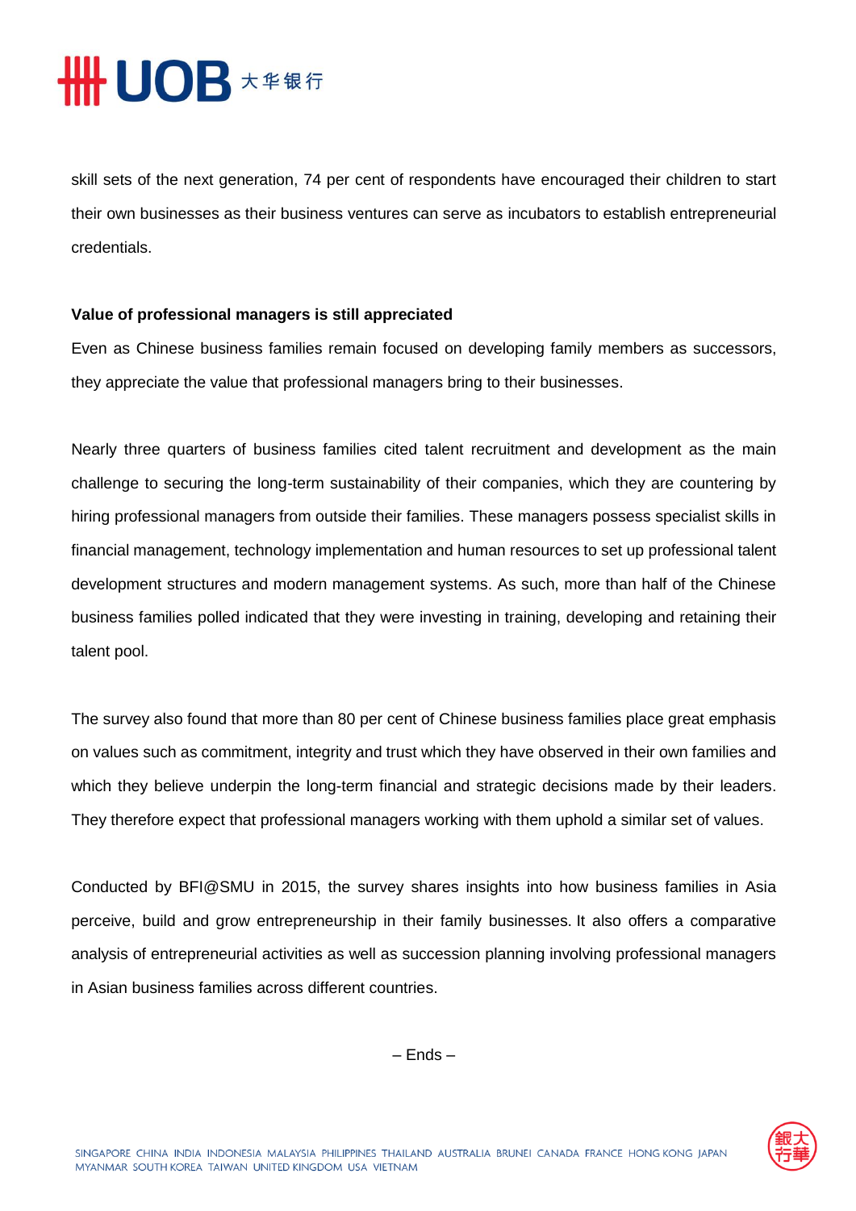skill sets of the next generation, 74 per cent of respondents have encouraged their children to start their own businesses as their business ventures can serve as incubators to establish entrepreneurial credentials.

**Value of professional managers is still appreciated**

Even as Chinese business families remain focused on developing family members as successors, they appreciate the value that professional managers bring to their businesses.

Nearly three quarters of business families cited talent recruitment and development as the main challenge to securing the long-term sustainability of their companies, which they are countering by hiring professional managers from outside their families. These managers possess specialist skills in financial management, technology implementation and human resources to set up professional talent development structures and modern management systems. As such, more than half of the Chinese business families polled indicated that they were investing in training, developing and retaining their talent pool.

The survey also found that more than 80 per cent of Chinese business families place great emphasis on values such as commitment, integrity and trust which they have observed in their own families and which they believe underpin the long-term financial and strategic decisions made by their leaders. They therefore expect that professional managers working with them uphold a similar set of values.

Conducted by BFI@SMU in 2015, the survey shares insights into how business families in Asia perceive, build and grow entrepreneurship in their family businesses. It also offers a comparative analysis of entrepreneurial activities as well as succession planning involving professional managers in Asian business families across different countries.

– Ends –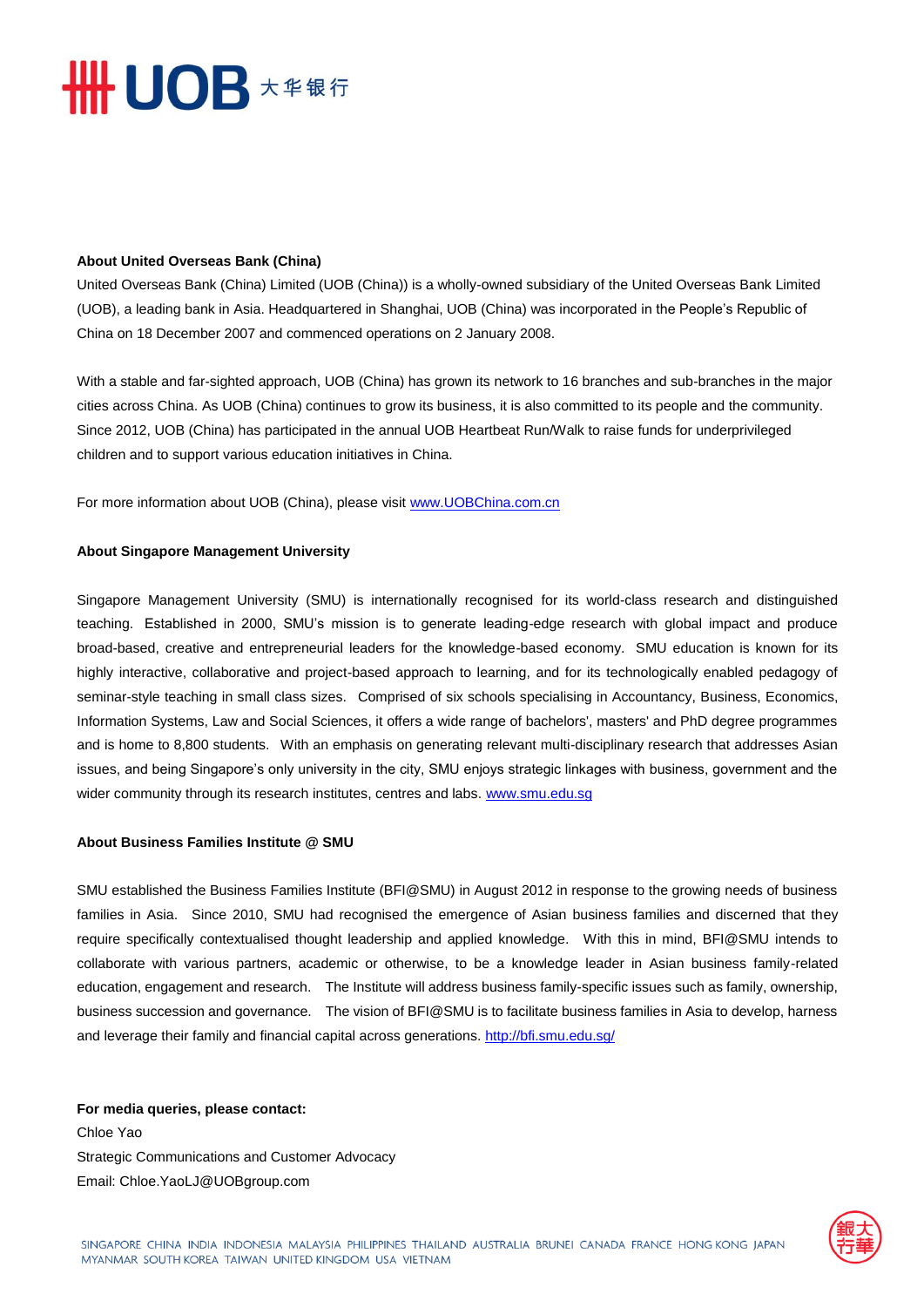**About United Overseas Bank (China)**

United Overseas Bank (China) Limited (UOB (China)) is a wholly-owned subsidiary of the United Overseas Bank Limited (UOB), a leading bank in Asia. Headquartered in Shanghai, UOB (China) was incorporated in the People's Republic of China on 18 December 2007 and commenced operations on 2 January 2008.

With a stable and far-sighted approach, UOB (China) has grown its network to 16 branches and sub-branches in the major cities across China. As UOB (China) continues to grow its business, it is also committed to its people and the community. Since 2012, UOB (China) has participated in the annual UOB Heartbeat Run/Walk to raise funds for underprivileged children and to support various education initiatives in China.

For more information about UOB (China), please visit www.UOBChina.com.cn

**About Singapore Management University**

Singapore Management University (SMU) is internationally recognised for its world-class research and distinguished teaching. Established in 2000, SMU's mission is to generate leading-edge research with global impact and produce broad-based, creative and entrepreneurial leaders for the knowledge-based economy. SMU education is known for its highly interactive, collaborative and project-based approach to learning, and for its technologically enabled pedagogy of seminar-style teaching in small class sizes. Comprised of six schools specialising in Accountancy, Business, Economics, Information Systems, Law and Social Sciences, it offers a wide range of bachelors', masters' and PhD degree programmes and is home to 8,800 students. With an emphasis on generating relevant multi-disciplinary research that addresses Asian issues, and being Singapore's only university in the city, SMU enjoys strategic linkages with business, government and the wider community through its research institutes, centres and labs. www.smu.edu.sg

**About Business Families Institute @ SMU**

SMU established the Business Families Institute (BFI@SMU) in August 2012 in response to the growing needs of business families in Asia. Since 2010, SMU had recognised the emergence of Asian business families and discerned that they require specifically contextualised thought leadership and applied knowledge. With this in mind, BFI@SMU intends to collaborate with various partners, academic or otherwise, to be a knowledge leader in Asian business family-related education, engagement and research. The Institute will address business family-specific issues such as family, ownership, business succession and governance. The vision of BFI@SMU is to facilitate business families in Asia to develop, harness and leverage their family and financial capital across generations. http://bfi.smu.edu.sg/

**For media queries, please contact:**
Chloe Yao
Strategic Communications and Customer Advocacy
Email: Chloe.YaoLJ@UOBgroup.com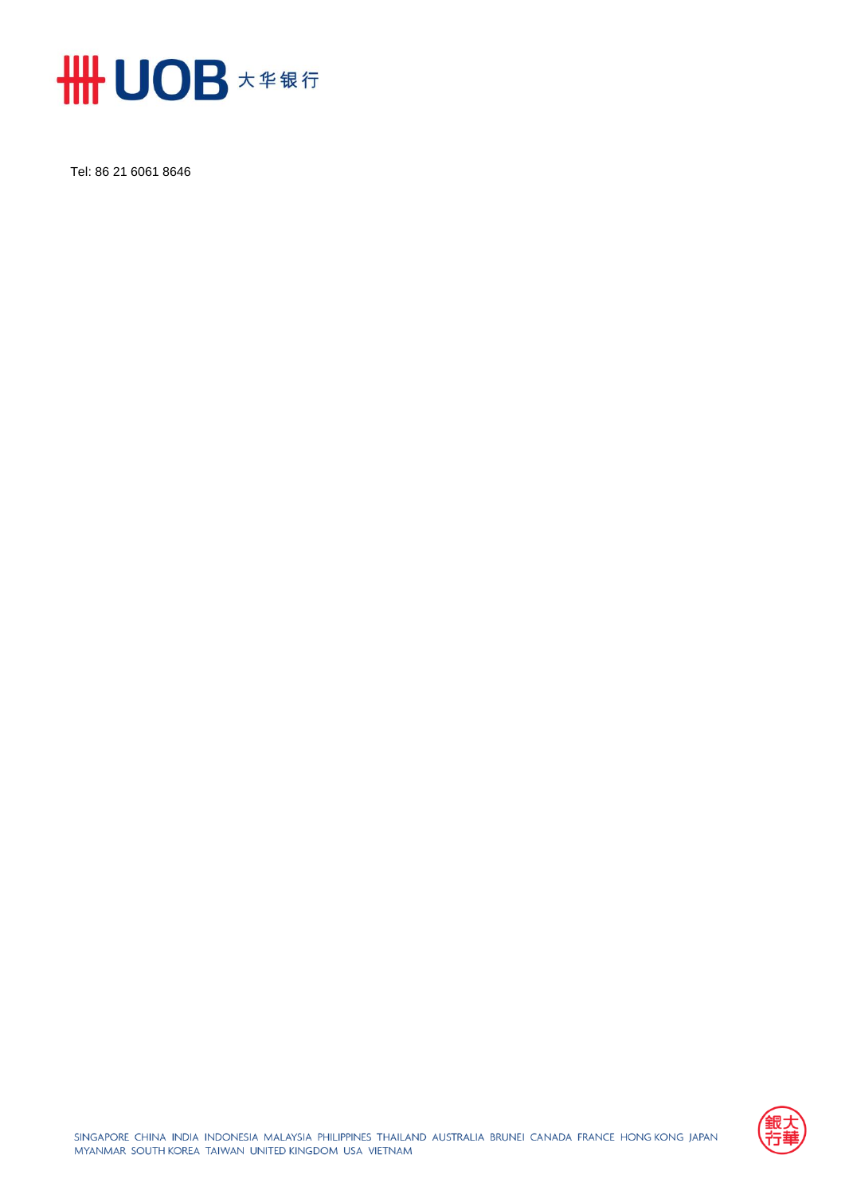Tel: 86 21 6061 8646